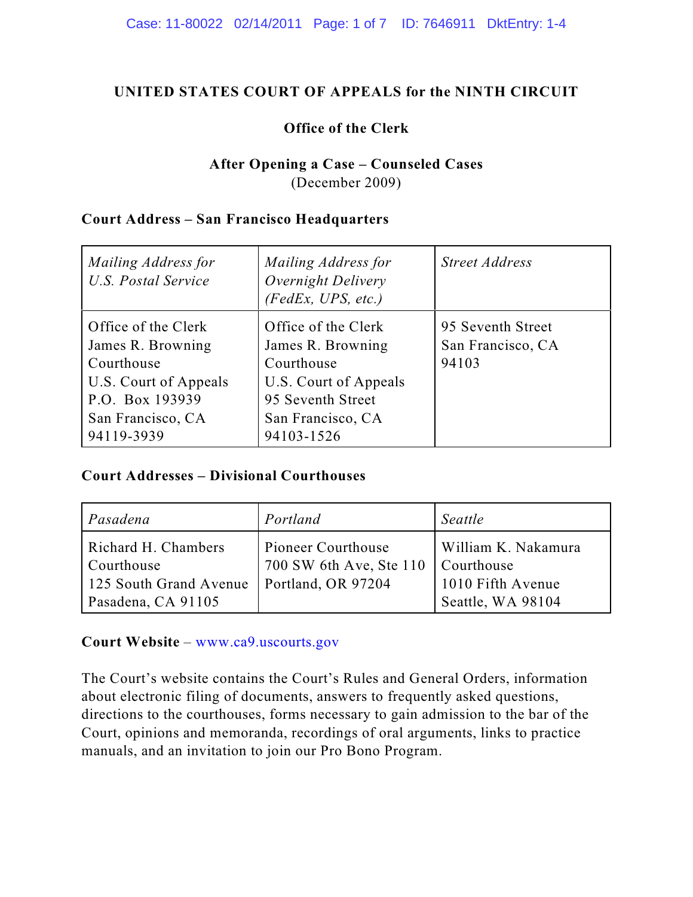# UNITED STATES COURT OF APPEALS for the NINTH CIRCUIT

## Office of the Clerk

## After Opening a Case – Counseled Cases

(December 2009)

### Court Address – San Francisco Headquarters

| *Mailing Address for U.S. Postal Service* | *Mailing Address for Overnight Delivery (FedEx, UPS, etc.)* | *Street Address* |
|---|---|---|
| Office of the Clerk<br>James R. Browning Courthouse<br>U.S. Court of Appeals<br>P.O. Box 193939<br>San Francisco, CA 94119-3939 | Office of the Clerk<br>James R. Browning Courthouse<br>U.S. Court of Appeals<br>95 Seventh Street<br>San Francisco, CA 94103-1526 | 95 Seventh Street<br>San Francisco, CA 94103 |

### Court Addresses – Divisional Courthouses

| *Pasadena* | *Portland* | *Seattle* |
|---|---|---|
| Richard H. Chambers Courthouse<br>125 South Grand Avenue<br>Pasadena, CA 91105 | Pioneer Courthouse<br>700 SW 6th Ave, Ste 110<br>Portland, OR 97204 | William K. Nakamura Courthouse<br>1010 Fifth Avenue<br>Seattle, WA 98104 |

**Court Website** – www.ca9.uscourts.gov

The Court's website contains the Court's Rules and General Orders, information about electronic filing of documents, answers to frequently asked questions, directions to the courthouses, forms necessary to gain admission to the bar of the Court, opinions and memoranda, recordings of oral arguments, links to practice manuals, and an invitation to join our Pro Bono Program.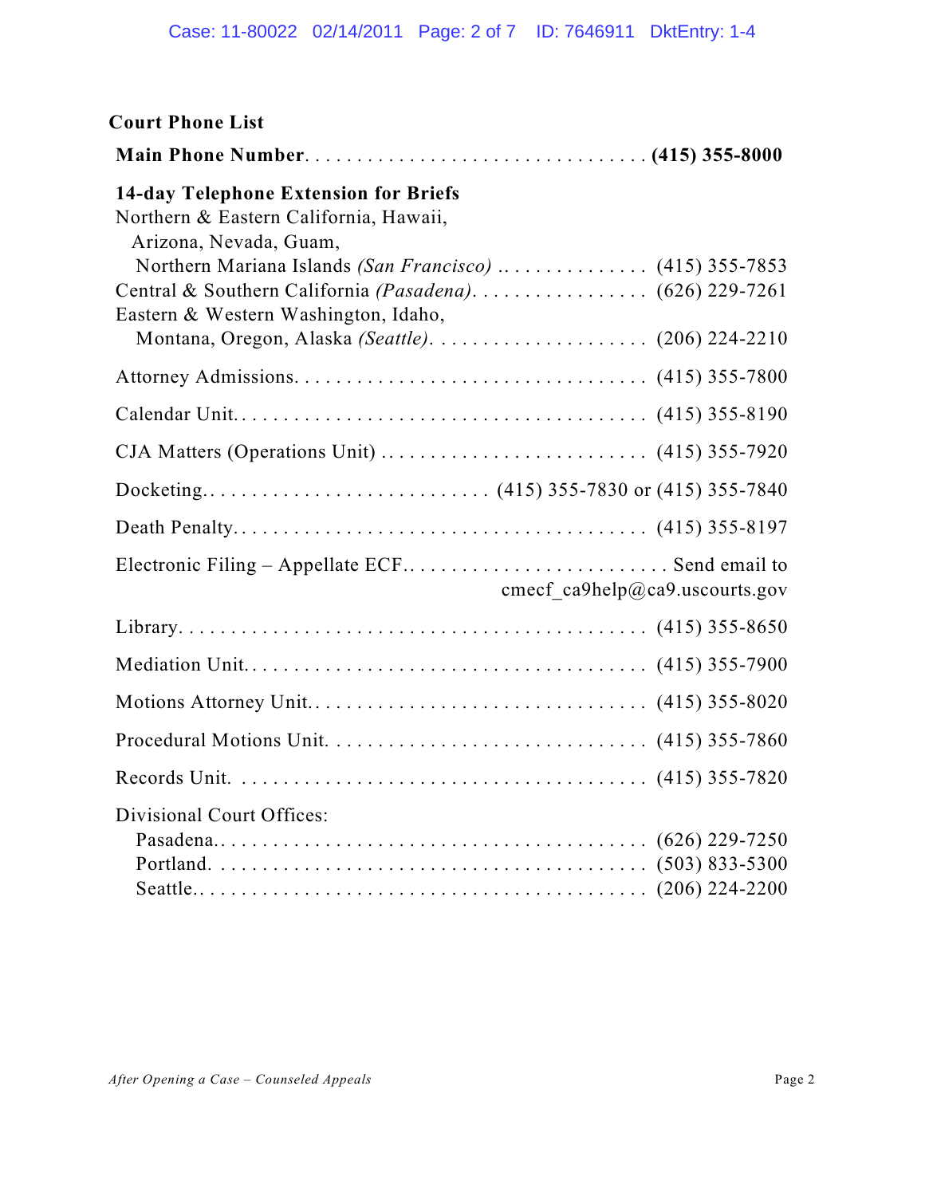## Court Phone List

**Main Phone Number** . . . . . . . . . . . . . . . . . . . . . . . . . . . . . . . . . **(415) 355-8000**

**14-day Telephone Extension for Briefs**

Northern & Eastern California, Hawaii, Arizona, Nevada, Guam, Northern Mariana Islands *(San Francisco)* . . . . . . . . . . . . . . . (415) 355-7853

Central & Southern California *(Pasadena)*. . . . . . . . . . . . . . . . . (626) 229-7261

Eastern & Western Washington, Idaho, Montana, Oregon, Alaska *(Seattle)*. . . . . . . . . . . . . . . . . . . . . (206) 224-2210

Attorney Admissions. . . . . . . . . . . . . . . . . . . . . . . . . . . . . . . . . (415) 355-7800

Calendar Unit. . . . . . . . . . . . . . . . . . . . . . . . . . . . . . . . . . . . . . (415) 355-8190

CJA Matters (Operations Unit) . . . . . . . . . . . . . . . . . . . . . . . . . . (415) 355-7920

Docketing. . . . . . . . . . . . . . . . . . . . . . . . . . . . (415) 355-7830 or (415) 355-7840

Death Penalty. . . . . . . . . . . . . . . . . . . . . . . . . . . . . . . . . . . . . . (415) 355-8197

Electronic Filing – Appellate ECF. . . . . . . . . . . . . . . . . . . . . . . . . Send email to cmecf_ca9help@ca9.uscourts.gov

Library. . . . . . . . . . . . . . . . . . . . . . . . . . . . . . . . . . . . . . . . . . . . (415) 355-8650

Mediation Unit. . . . . . . . . . . . . . . . . . . . . . . . . . . . . . . . . . . . . . (415) 355-7900

Motions Attorney Unit. . . . . . . . . . . . . . . . . . . . . . . . . . . . . . . . (415) 355-8020

Procedural Motions Unit. . . . . . . . . . . . . . . . . . . . . . . . . . . . . . (415) 355-7860

Records Unit. . . . . . . . . . . . . . . . . . . . . . . . . . . . . . . . . . . . . . . (415) 355-7820

Divisional Court Offices:

- Pasadena. . . . . . . . . . . . . . . . . . . . . . . . . . . . . . . . . . . . . . . (626) 229-7250
- Portland. . . . . . . . . . . . . . . . . . . . . . . . . . . . . . . . . . . . . . . . (503) 833-5300
- Seattle. . . . . . . . . . . . . . . . . . . . . . . . . . . . . . . . . . . . . . . . . (206) 224-2200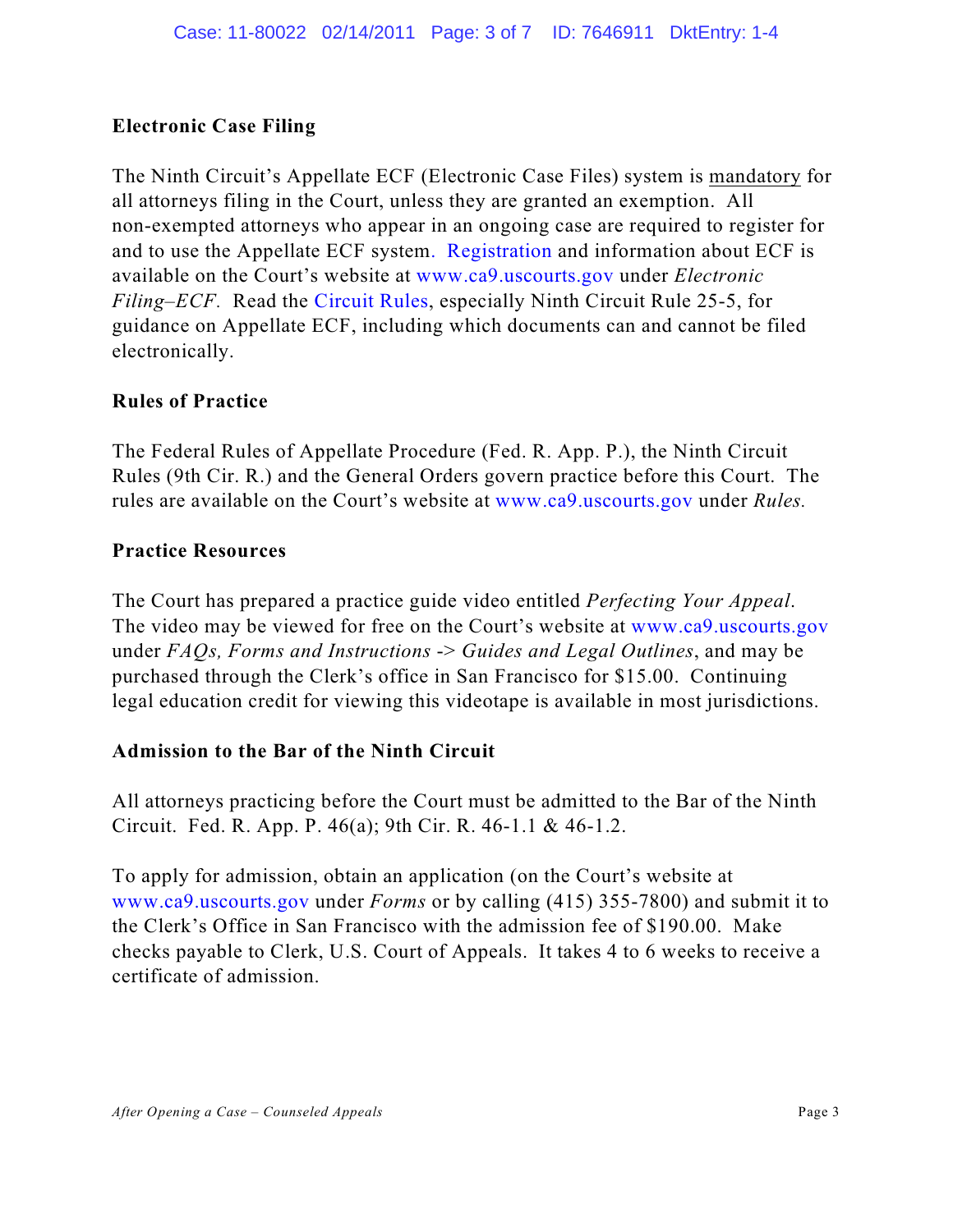## Electronic Case Filing

The Ninth Circuit's Appellate ECF (Electronic Case Files) system is mandatory for all attorneys filing in the Court, unless they are granted an exemption. All non-exempted attorneys who appear in an ongoing case are required to register for and to use the Appellate ECF system. Registration and information about ECF is available on the Court's website at www.ca9.uscourts.gov under *Electronic Filing–ECF*. Read the Circuit Rules, especially Ninth Circuit Rule 25-5, for guidance on Appellate ECF, including which documents can and cannot be filed electronically.

## Rules of Practice

The Federal Rules of Appellate Procedure (Fed. R. App. P.), the Ninth Circuit Rules (9th Cir. R.) and the General Orders govern practice before this Court. The rules are available on the Court's website at www.ca9.uscourts.gov under *Rules.*

## Practice Resources

The Court has prepared a practice guide video entitled *Perfecting Your Appeal*. The video may be viewed for free on the Court's website at www.ca9.uscourts.gov under *FAQs, Forms and Instructions -> Guides and Legal Outlines*, and may be purchased through the Clerk's office in San Francisco for $15.00. Continuing legal education credit for viewing this videotape is available in most jurisdictions.

## Admission to the Bar of the Ninth Circuit

All attorneys practicing before the Court must be admitted to the Bar of the Ninth Circuit. Fed. R. App. P. 46(a); 9th Cir. R. 46-1.1 & 46-1.2.

To apply for admission, obtain an application (on the Court's website at www.ca9.uscourts.gov under *Forms* or by calling (415) 355-7800) and submit it to the Clerk's Office in San Francisco with the admission fee of $190.00. Make checks payable to Clerk, U.S. Court of Appeals. It takes 4 to 6 weeks to receive a certificate of admission.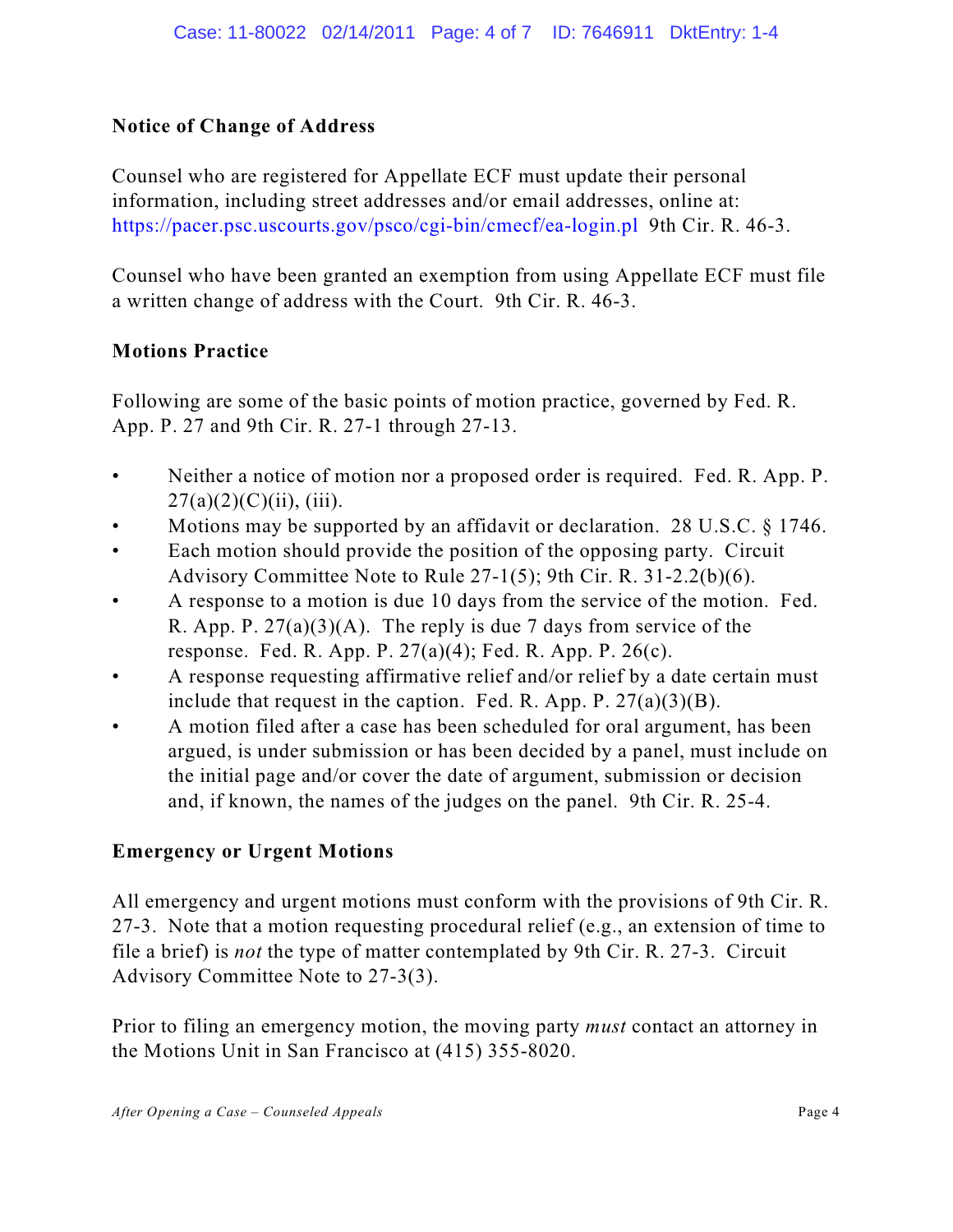## Notice of Change of Address

Counsel who are registered for Appellate ECF must update their personal information, including street addresses and/or email addresses, online at: https://pacer.psc.uscourts.gov/psco/cgi-bin/cmecf/ea-login.pl 9th Cir. R. 46-3.

Counsel who have been granted an exemption from using Appellate ECF must file a written change of address with the Court. 9th Cir. R. 46-3.

## Motions Practice

Following are some of the basic points of motion practice, governed by Fed. R. App. P. 27 and 9th Cir. R. 27-1 through 27-13.

- Neither a notice of motion nor a proposed order is required. Fed. R. App. P. 27(a)(2)(C)(ii), (iii).
- Motions may be supported by an affidavit or declaration. 28 U.S.C. § 1746.
- Each motion should provide the position of the opposing party. Circuit Advisory Committee Note to Rule 27-1(5); 9th Cir. R. 31-2.2(b)(6).
- A response to a motion is due 10 days from the service of the motion. Fed. R. App. P. 27(a)(3)(A). The reply is due 7 days from service of the response. Fed. R. App. P. 27(a)(4); Fed. R. App. P. 26(c).
- A response requesting affirmative relief and/or relief by a date certain must include that request in the caption. Fed. R. App. P. 27(a)(3)(B).
- A motion filed after a case has been scheduled for oral argument, has been argued, is under submission or has been decided by a panel, must include on the initial page and/or cover the date of argument, submission or decision and, if known, the names of the judges on the panel. 9th Cir. R. 25-4.

## Emergency or Urgent Motions

All emergency and urgent motions must conform with the provisions of 9th Cir. R. 27-3. Note that a motion requesting procedural relief (e.g., an extension of time to file a brief) is *not* the type of matter contemplated by 9th Cir. R. 27-3. Circuit Advisory Committee Note to 27-3(3).

Prior to filing an emergency motion, the moving party *must* contact an attorney in the Motions Unit in San Francisco at (415) 355-8020.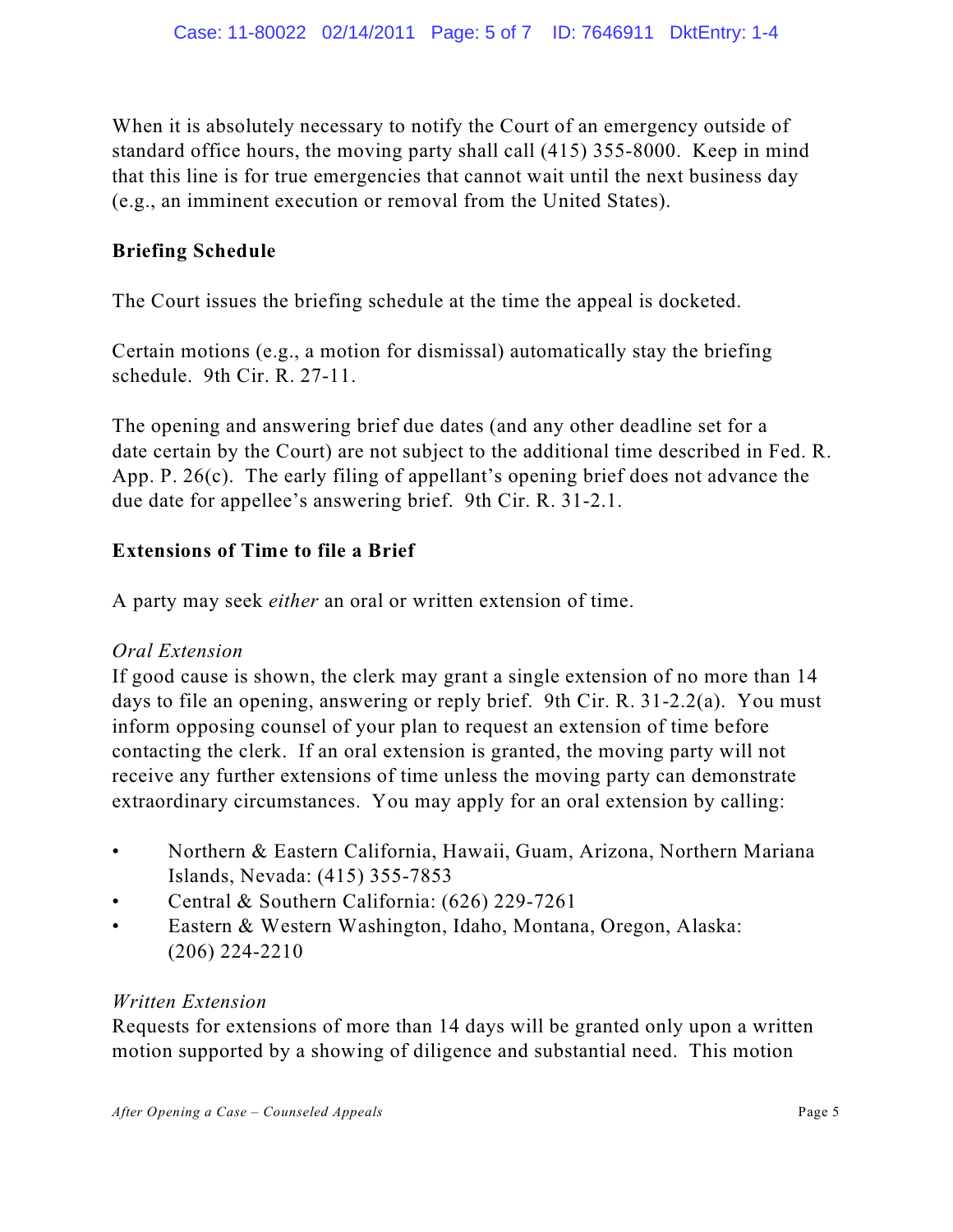When it is absolutely necessary to notify the Court of an emergency outside of standard office hours, the moving party shall call (415) 355-8000. Keep in mind that this line is for true emergencies that cannot wait until the next business day (e.g., an imminent execution or removal from the United States).

**Briefing Schedule**

The Court issues the briefing schedule at the time the appeal is docketed.

Certain motions (e.g., a motion for dismissal) automatically stay the briefing schedule. 9th Cir. R. 27-11.

The opening and answering brief due dates (and any other deadline set for a date certain by the Court) are not subject to the additional time described in Fed. R. App. P. 26(c). The early filing of appellant's opening brief does not advance the due date for appellee's answering brief. 9th Cir. R. 31-2.1.

**Extensions of Time to file a Brief**

A party may seek *either* an oral or written extension of time.

*Oral Extension*
If good cause is shown, the clerk may grant a single extension of no more than 14 days to file an opening, answering or reply brief. 9th Cir. R. 31-2.2(a). You must inform opposing counsel of your plan to request an extension of time before contacting the clerk. If an oral extension is granted, the moving party will not receive any further extensions of time unless the moving party can demonstrate extraordinary circumstances. You may apply for an oral extension by calling:

- Northern & Eastern California, Hawaii, Guam, Arizona, Northern Mariana Islands, Nevada: (415) 355-7853
- Central & Southern California: (626) 229-7261
- Eastern & Western Washington, Idaho, Montana, Oregon, Alaska: (206) 224-2210

*Written Extension*
Requests for extensions of more than 14 days will be granted only upon a written motion supported by a showing of diligence and substantial need. This motion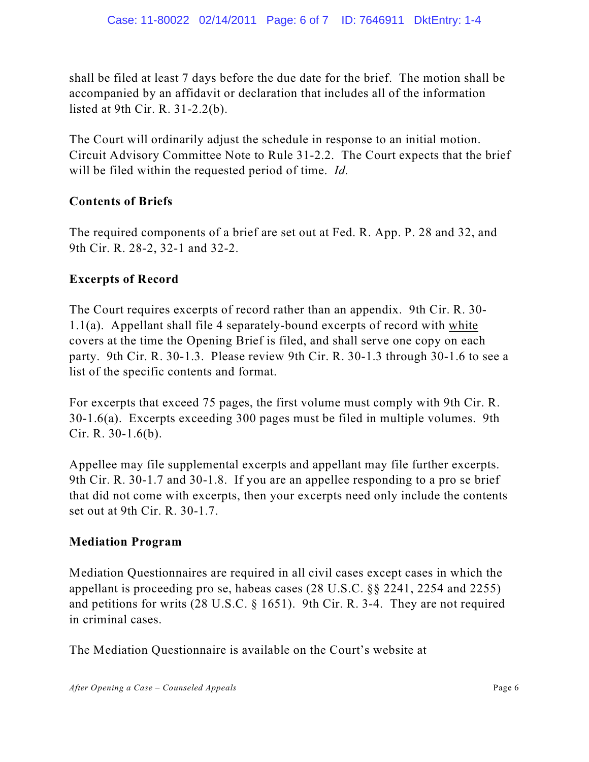shall be filed at least 7 days before the due date for the brief. The motion shall be accompanied by an affidavit or declaration that includes all of the information listed at 9th Cir. R. 31-2.2(b).

The Court will ordinarily adjust the schedule in response to an initial motion. Circuit Advisory Committee Note to Rule 31-2.2. The Court expects that the brief will be filed within the requested period of time. *Id.*

**Contents of Briefs**

The required components of a brief are set out at Fed. R. App. P. 28 and 32, and 9th Cir. R. 28-2, 32-1 and 32-2.

**Excerpts of Record**

The Court requires excerpts of record rather than an appendix. 9th Cir. R. 30-1.1(a). Appellant shall file 4 separately-bound excerpts of record with white covers at the time the Opening Brief is filed, and shall serve one copy on each party. 9th Cir. R. 30-1.3. Please review 9th Cir. R. 30-1.3 through 30-1.6 to see a list of the specific contents and format.

For excerpts that exceed 75 pages, the first volume must comply with 9th Cir. R. 30-1.6(a). Excerpts exceeding 300 pages must be filed in multiple volumes. 9th Cir. R. 30-1.6(b).

Appellee may file supplemental excerpts and appellant may file further excerpts. 9th Cir. R. 30-1.7 and 30-1.8. If you are an appellee responding to a pro se brief that did not come with excerpts, then your excerpts need only include the contents set out at 9th Cir. R. 30-1.7.

**Mediation Program**

Mediation Questionnaires are required in all civil cases except cases in which the appellant is proceeding pro se, habeas cases (28 U.S.C. §§ 2241, 2254 and 2255) and petitions for writs (28 U.S.C. § 1651). 9th Cir. R. 3-4. They are not required in criminal cases.

The Mediation Questionnaire is available on the Court's website at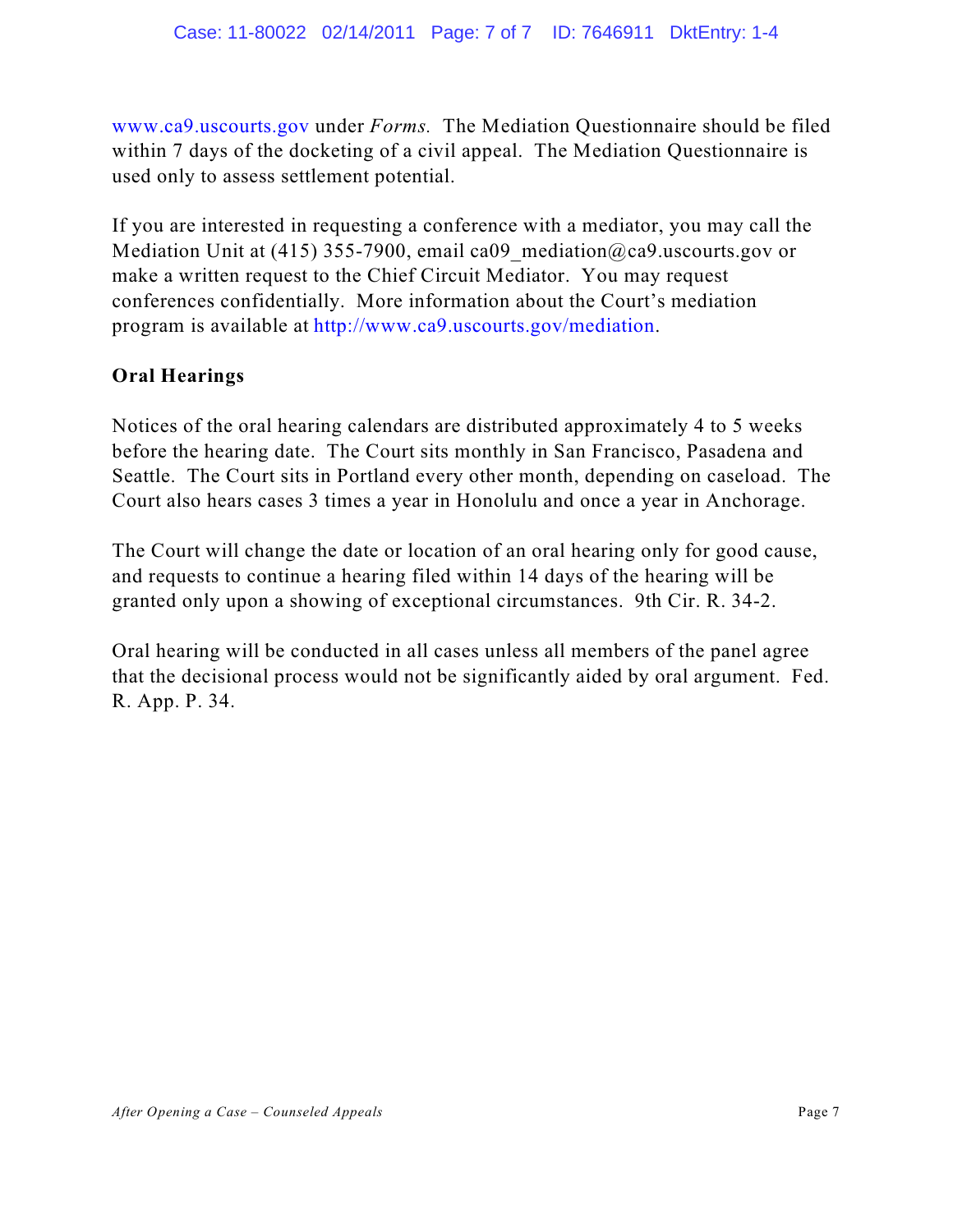www.ca9.uscourts.gov under *Forms.* The Mediation Questionnaire should be filed within 7 days of the docketing of a civil appeal. The Mediation Questionnaire is used only to assess settlement potential.

If you are interested in requesting a conference with a mediator, you may call the Mediation Unit at (415) 355-7900, email ca09_mediation@ca9.uscourts.gov or make a written request to the Chief Circuit Mediator. You may request conferences confidentially. More information about the Court's mediation program is available at http://www.ca9.uscourts.gov/mediation.

**Oral Hearings**

Notices of the oral hearing calendars are distributed approximately 4 to 5 weeks before the hearing date. The Court sits monthly in San Francisco, Pasadena and Seattle. The Court sits in Portland every other month, depending on caseload. The Court also hears cases 3 times a year in Honolulu and once a year in Anchorage.

The Court will change the date or location of an oral hearing only for good cause, and requests to continue a hearing filed within 14 days of the hearing will be granted only upon a showing of exceptional circumstances. 9th Cir. R. 34-2.

Oral hearing will be conducted in all cases unless all members of the panel agree that the decisional process would not be significantly aided by oral argument. Fed. R. App. P. 34.